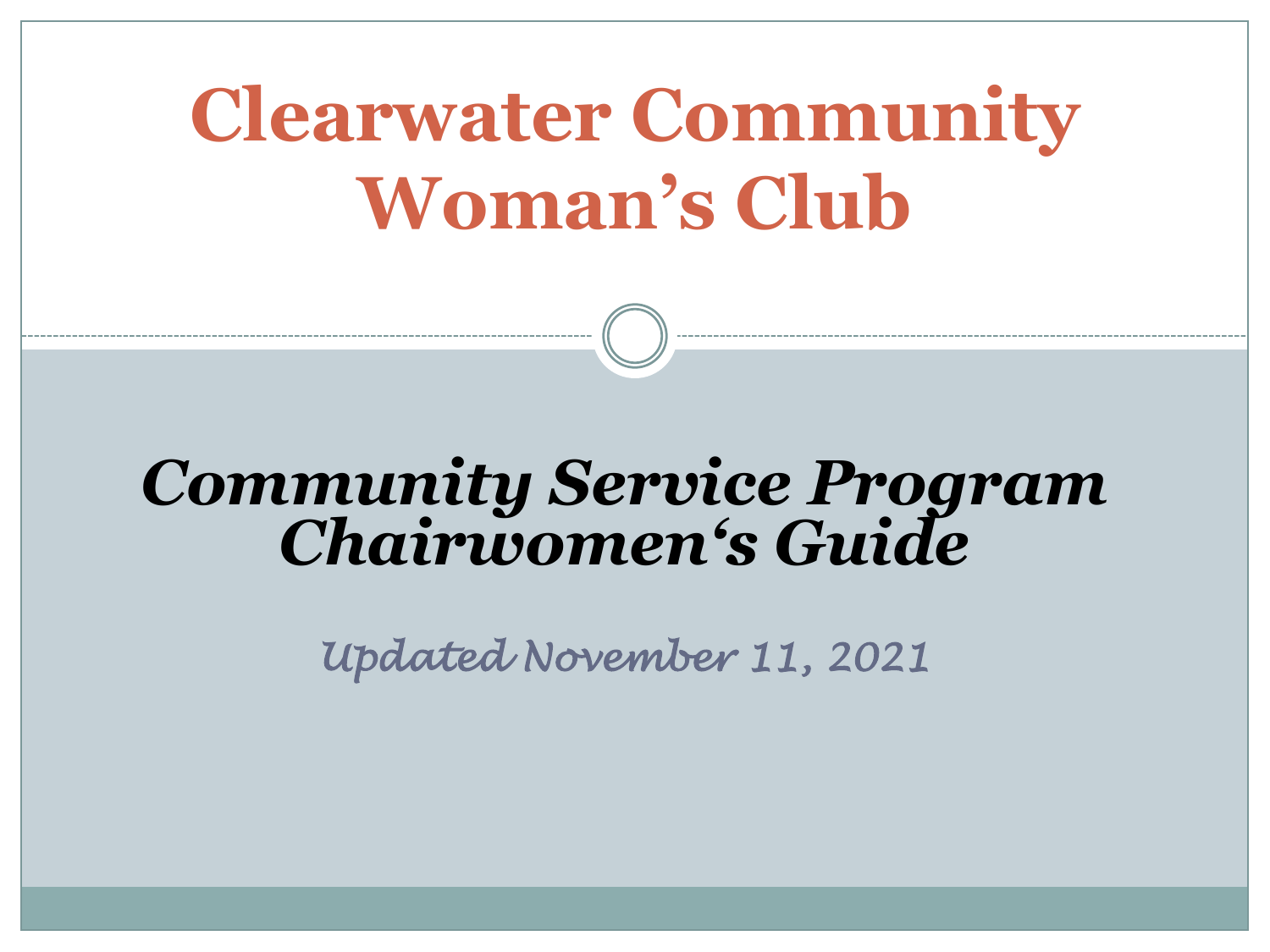# Clearwater Community Woman's Club

## *Community Service Program Chairwomen's Guide*

*Updated November 11, 2021*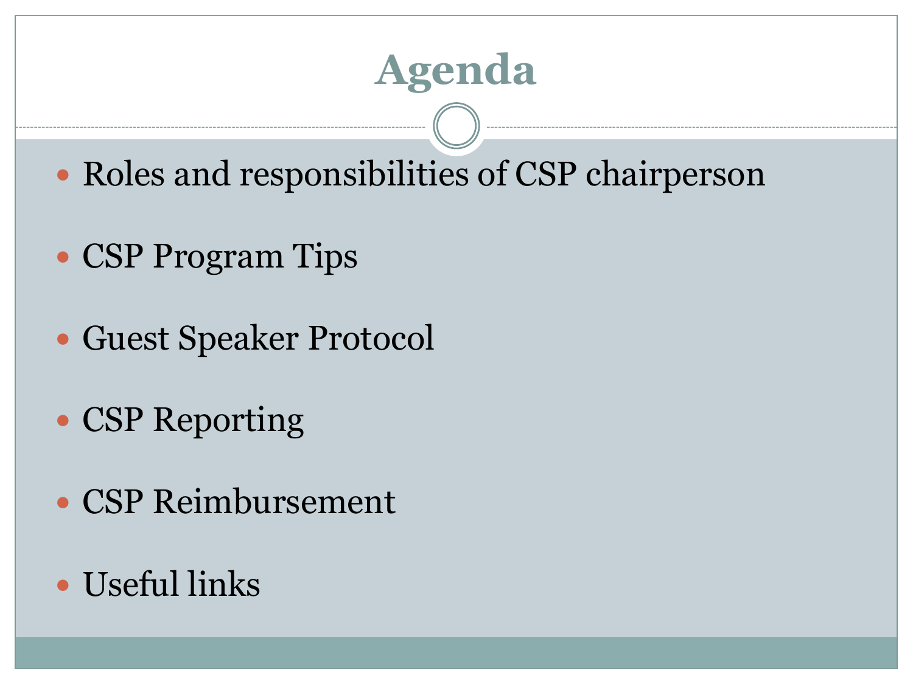# Agenda

- Roles and responsibilities of CSP chairperson
- CSP Program Tips
- Guest Speaker Protocol
- CSP Reporting
- CSP Reimbursement
- Useful links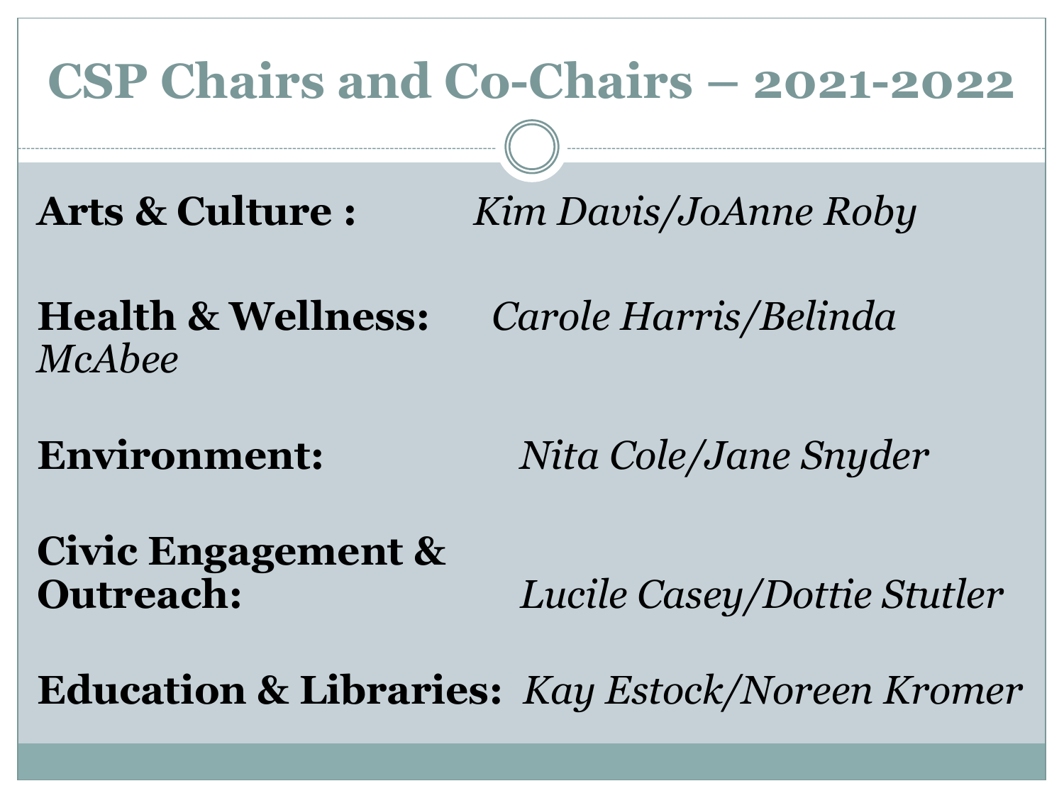# CSP Chairs and Co-Chairs – 2021-2022

**Arts & Culture :** *Kim Davis/JoAnne Roby*

**Health & Wellness:** *Carole Harris/Belinda McAbee*

**Environment:** *Nita Cole/Jane Snyder*

**Civic Engagement & Outreach:** *Lucile Casey/Dottie Stutler*

**Education & Libraries:** *Kay Estock/Noreen Kromer*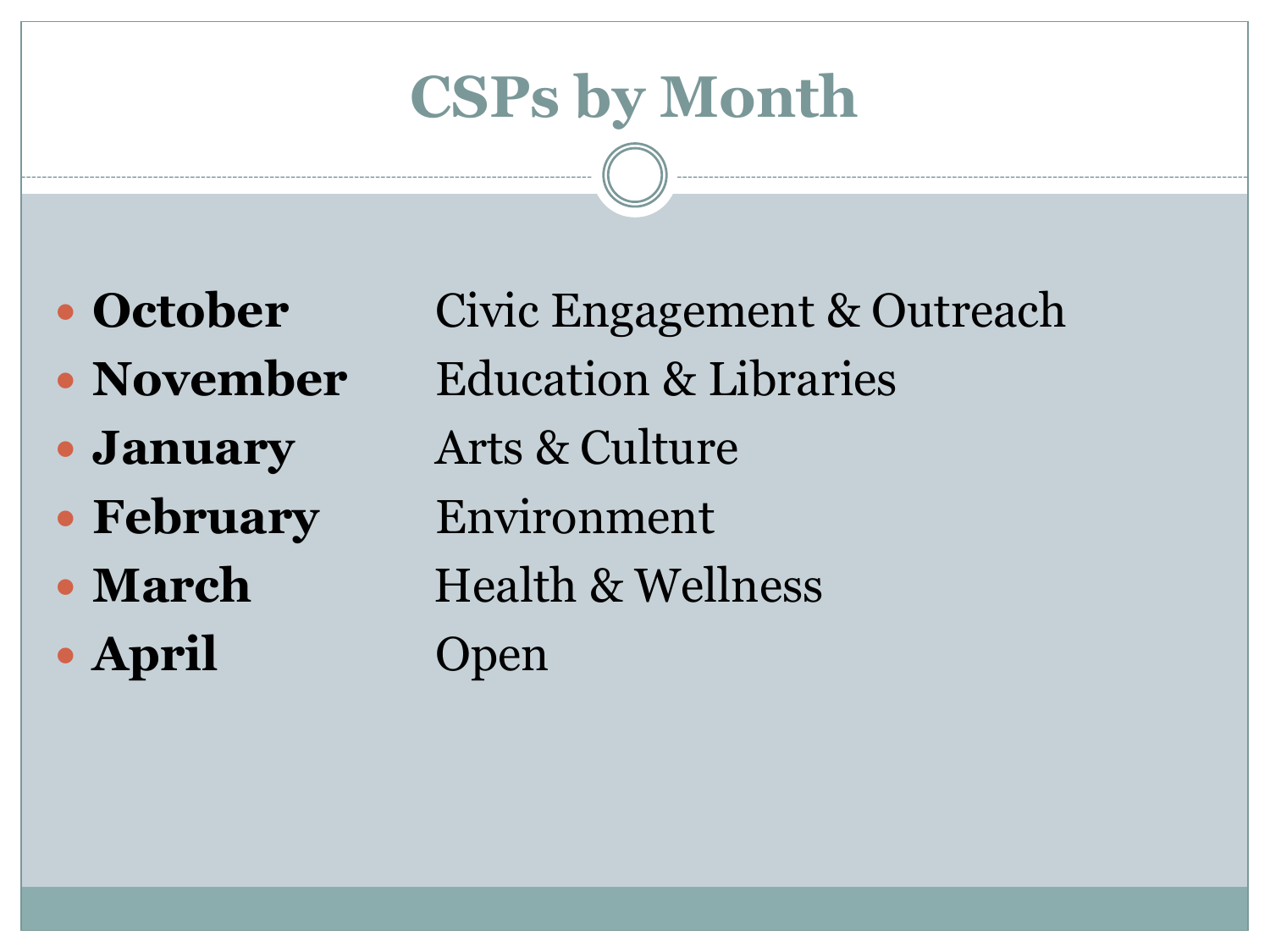# CSPs by Month

- **October** Civic Engagement & Outreach
- **November** Education & Libraries
- **January** Arts & Culture
- **February** Environment
- **March** Health & Wellness
- **April** Open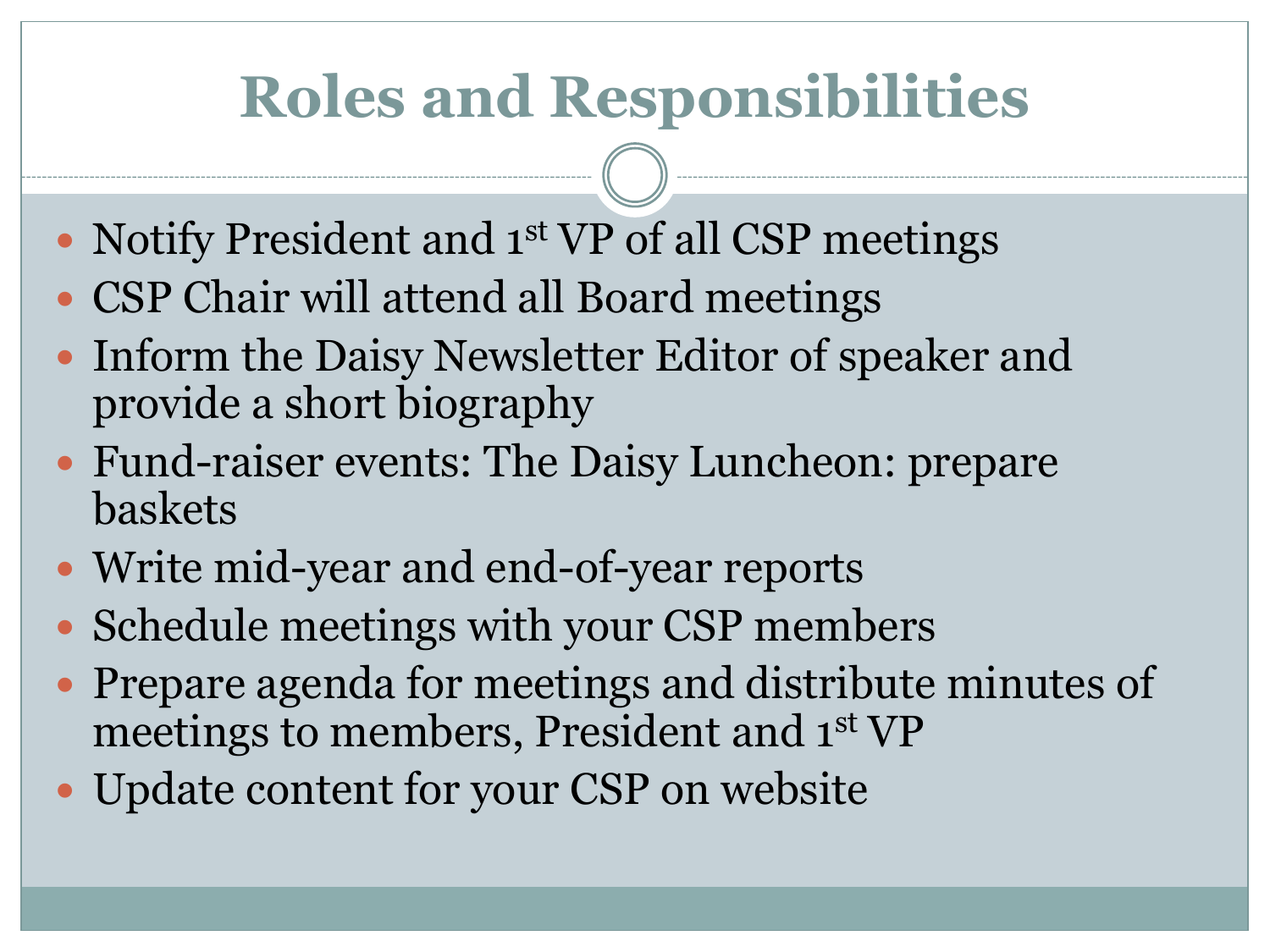# Roles and Responsibilities

- Notify President and 1st VP of all CSP meetings
- CSP Chair will attend all Board meetings
- Inform the Daisy Newsletter Editor of speaker and provide a short biography
- Fund-raiser events: The Daisy Luncheon: prepare baskets
- Write mid-year and end-of-year reports
- Schedule meetings with your CSP members
- Prepare agenda for meetings and distribute minutes of meetings to members, President and 1st VP
- Update content for your CSP on website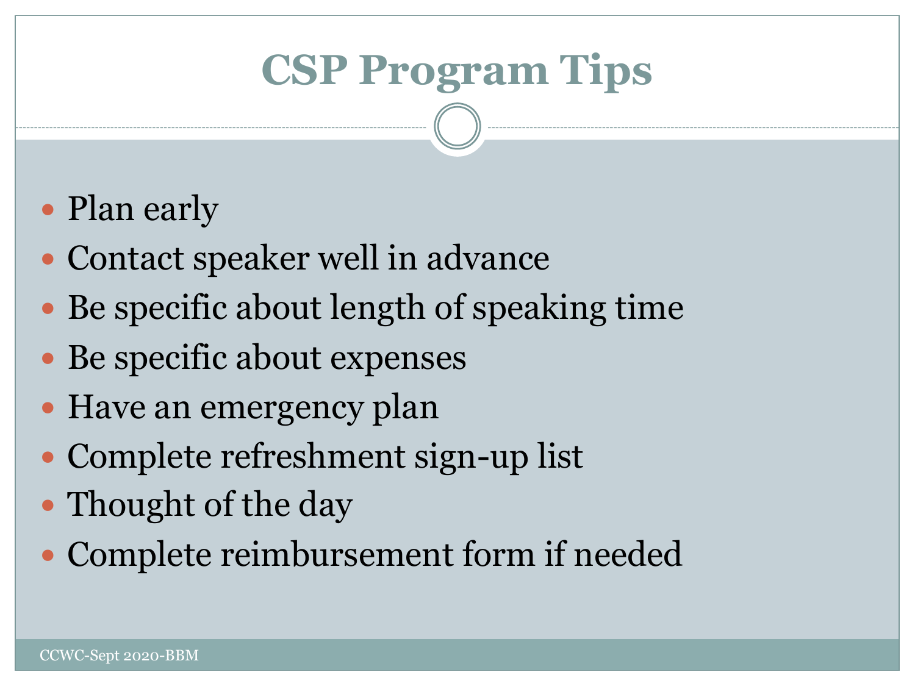# CSP Program Tips

- Plan early
- Contact speaker well in advance
- Be specific about length of speaking time
- Be specific about expenses
- Have an emergency plan
- Complete refreshment sign-up list
- Thought of the day
- Complete reimbursement form if needed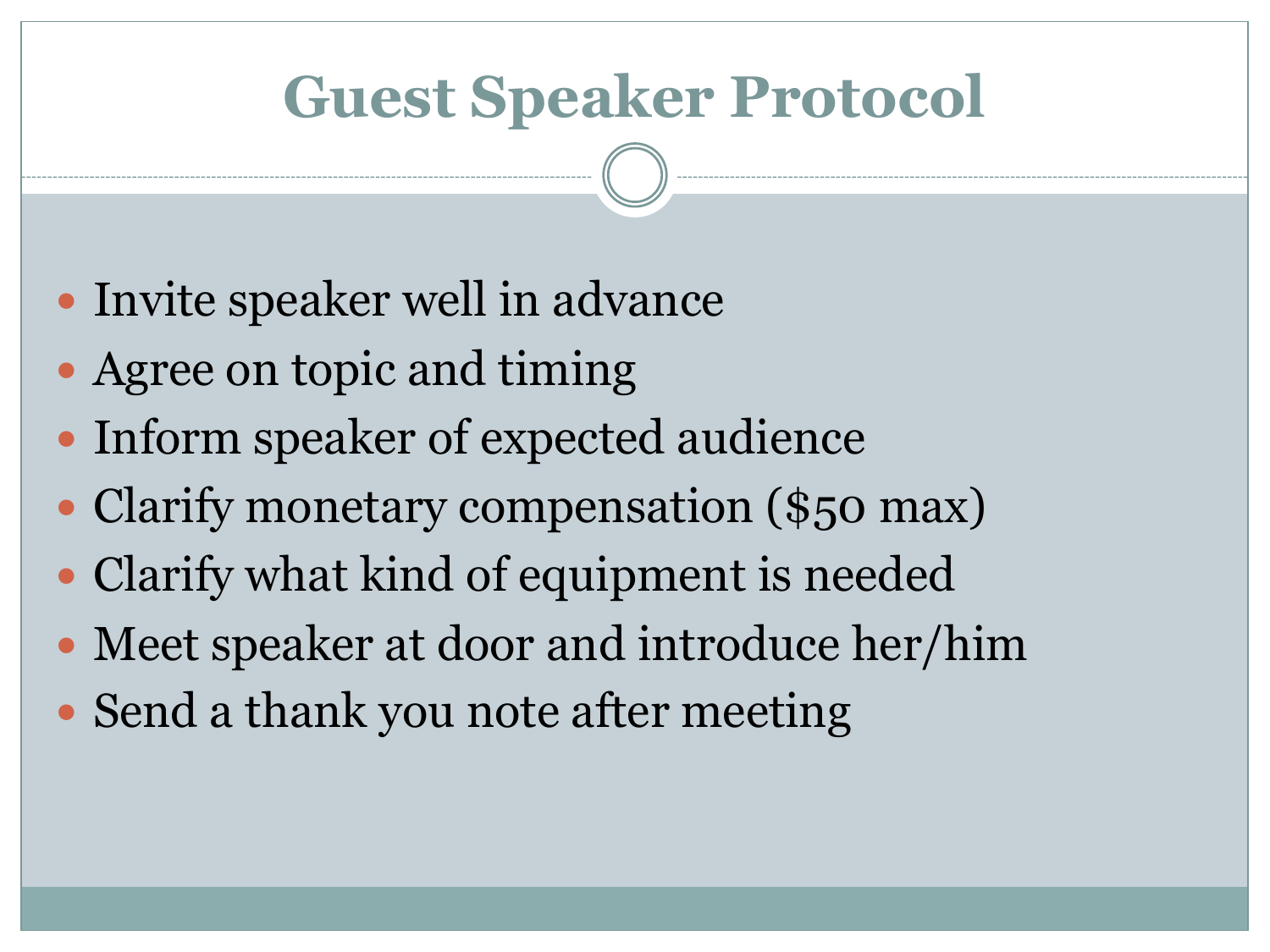# Guest Speaker Protocol

- Invite speaker well in advance
- Agree on topic and timing
- Inform speaker of expected audience
- Clarify monetary compensation ($50 max)
- Clarify what kind of equipment is needed
- Meet speaker at door and introduce her/him
- Send a thank you note after meeting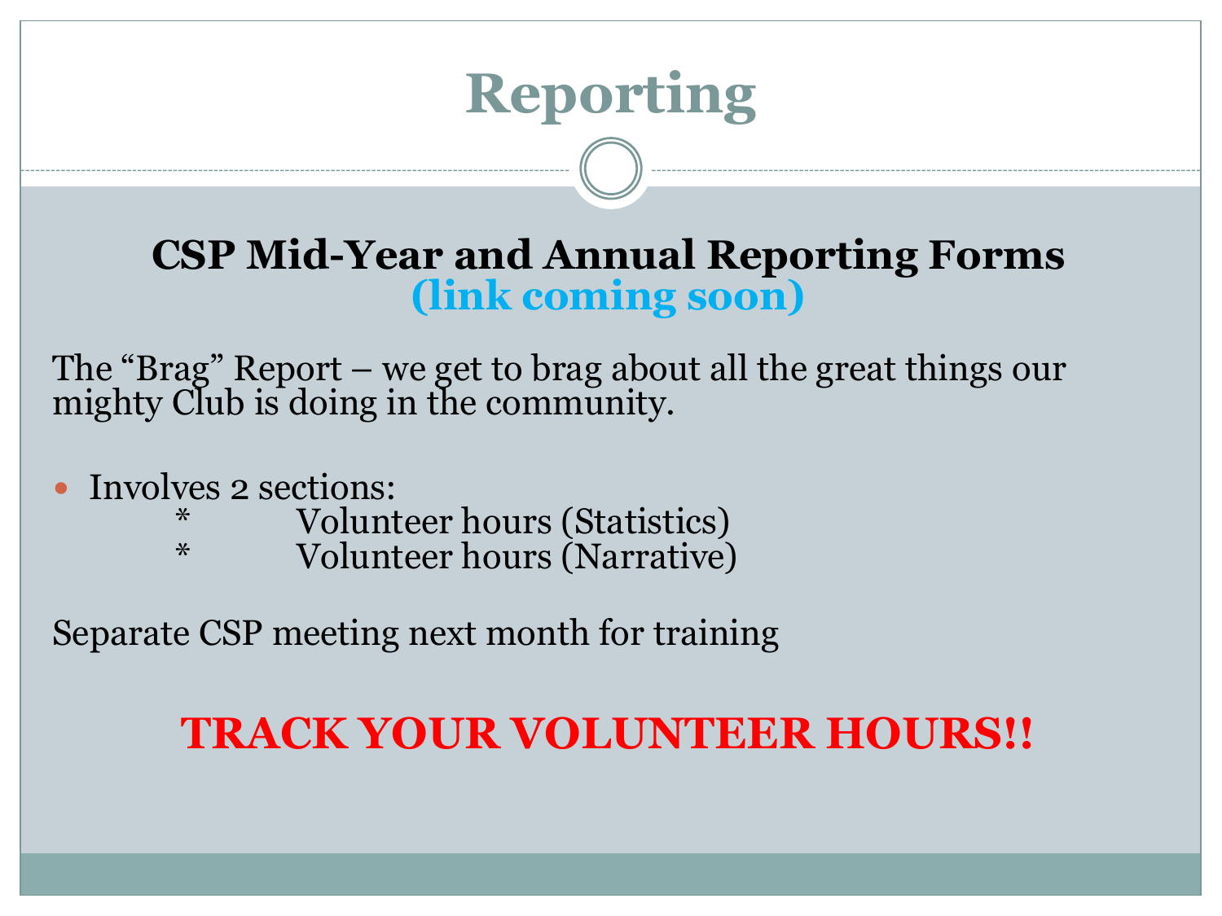# Reporting

**CSP Mid-Year and Annual Reporting Forms**
**(link coming soon)**

The "Brag" Report – we get to brag about all the great things our mighty Club is doing in the community.

- Involves 2 sections:
  - * Volunteer hours (Statistics)
  - * Volunteer hours (Narrative)

Separate CSP meeting next month for training

**TRACK YOUR VOLUNTEER HOURS!!**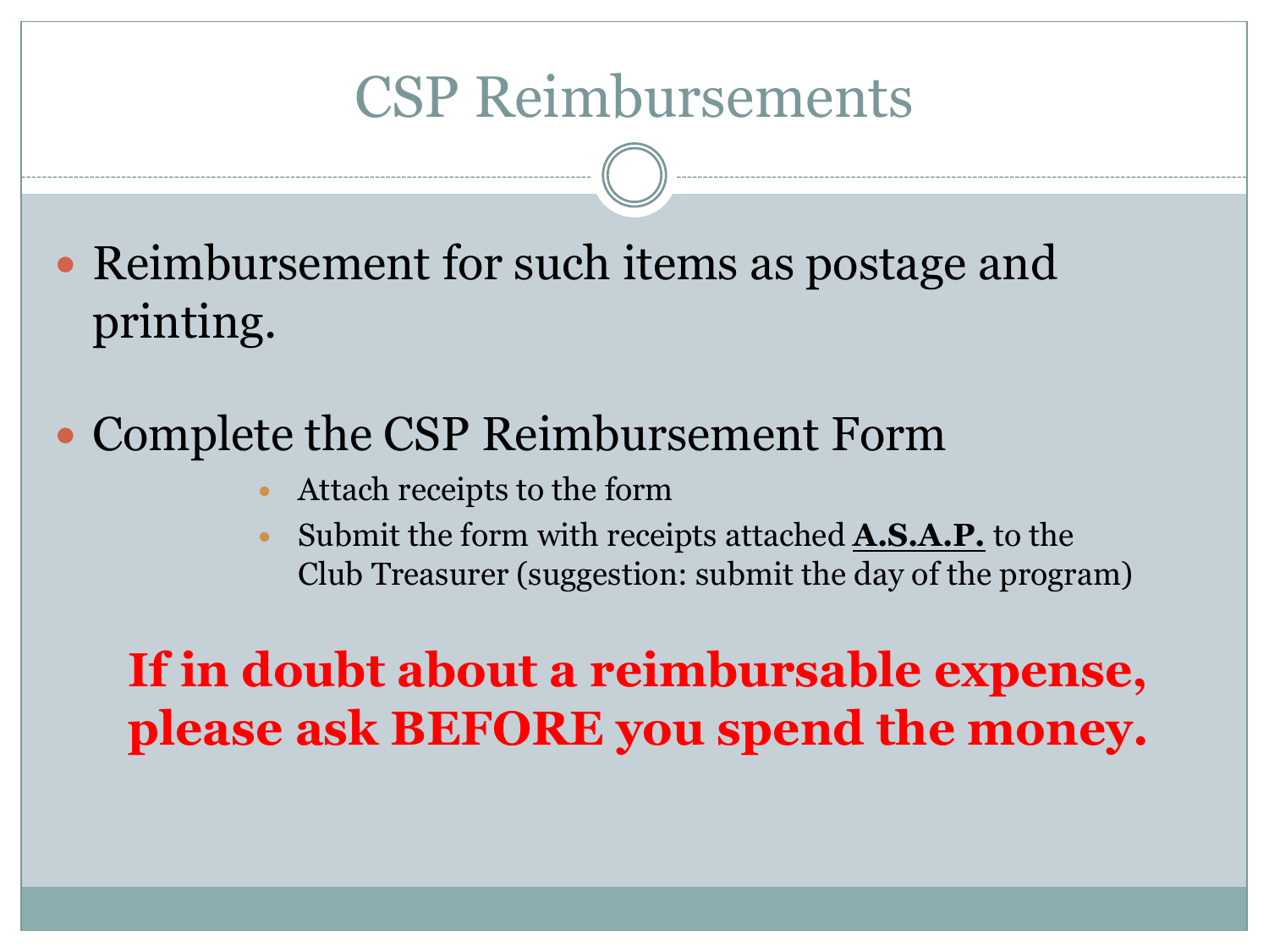# CSP Reimbursements

- Reimbursement for such items as postage and printing.
- Complete the CSP Reimbursement Form
  - Attach receipts to the form
  - Submit the form with receipts attached **A.S.A.P.** to the Club Treasurer (suggestion: submit the day of the program)

**If in doubt about a reimbursable expense, please ask BEFORE you spend the money.**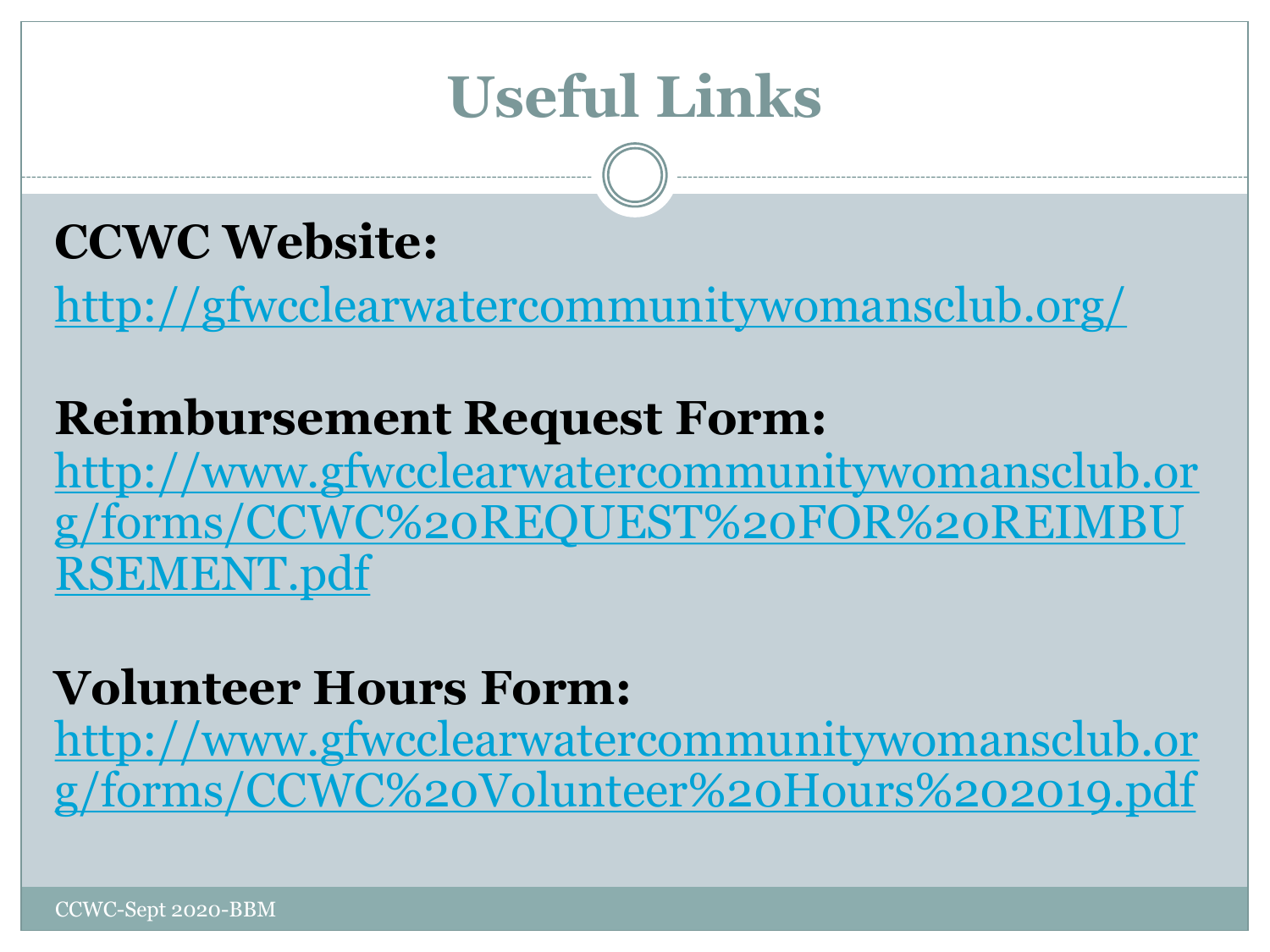# Useful Links

**CCWC Website:**

http://gfwcclearwatercommunitywomansclub.org/

**Reimbursement Request Form:**

http://www.gfwcclearwatercommunitywomansclub.org/forms/CCWC%20REQUEST%20FOR%20REIMBURSEMENT.pdf

**Volunteer Hours Form:**

http://www.gfwcclearwatercommunitywomansclub.org/forms/CCWC%20Volunteer%20Hours%202019.pdf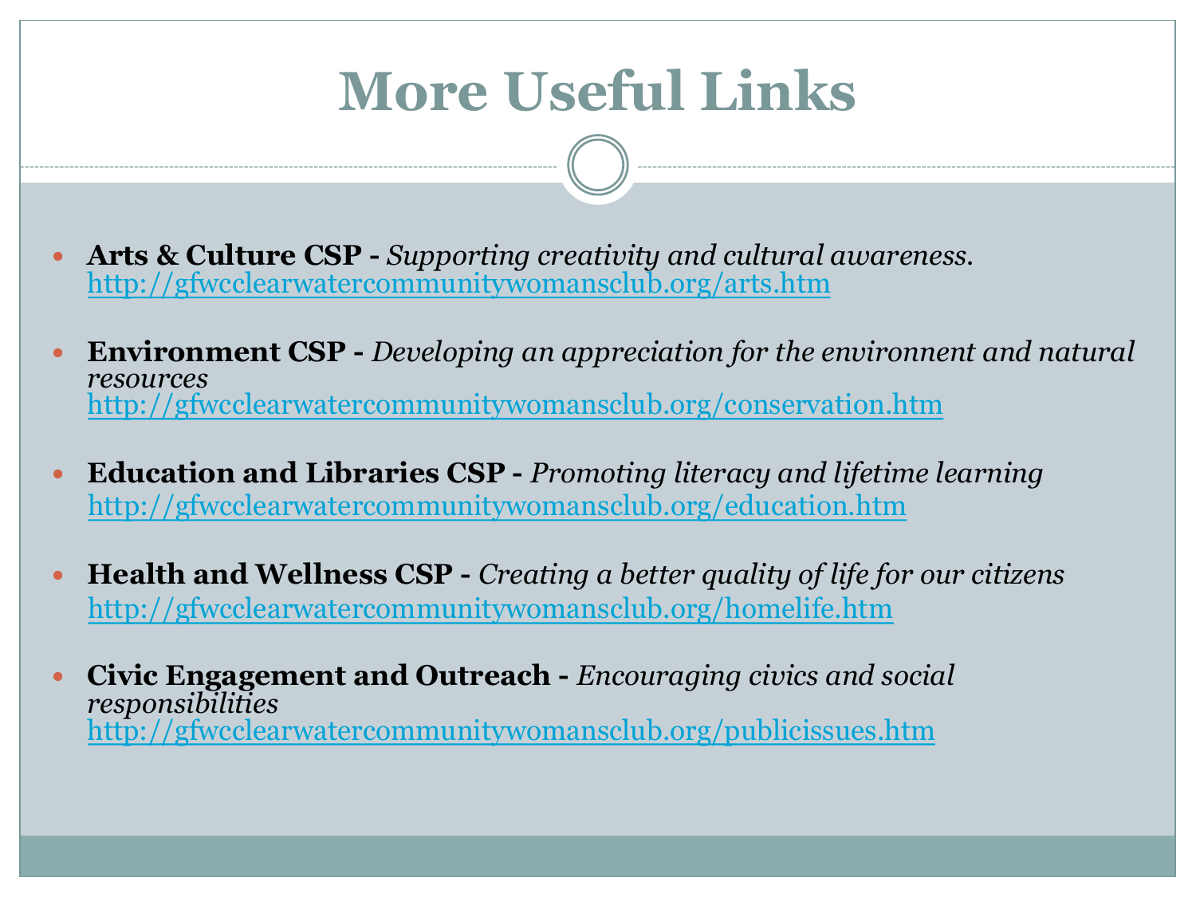# More Useful Links

- **Arts & Culture CSP -** *Supporting creativity and cultural awareness.*
  http://gfwcclearwatercommunitywomansclub.org/arts.htm

- **Environment CSP -** *Developing an appreciation for the environnent and natural resources*
  http://gfwcclearwatercommunitywomansclub.org/conservation.htm

- **Education and Libraries CSP -** *Promoting literacy and lifetime learning*
  http://gfwcclearwatercommunitywomansclub.org/education.htm

- **Health and Wellness CSP -** *Creating a better quality of life for our citizens*
  http://gfwcclearwatercommunitywomansclub.org/homelife.htm

- **Civic Engagement and Outreach -** *Encouraging civics and social responsibilities*
  http://gfwcclearwatercommunitywomansclub.org/publicissues.htm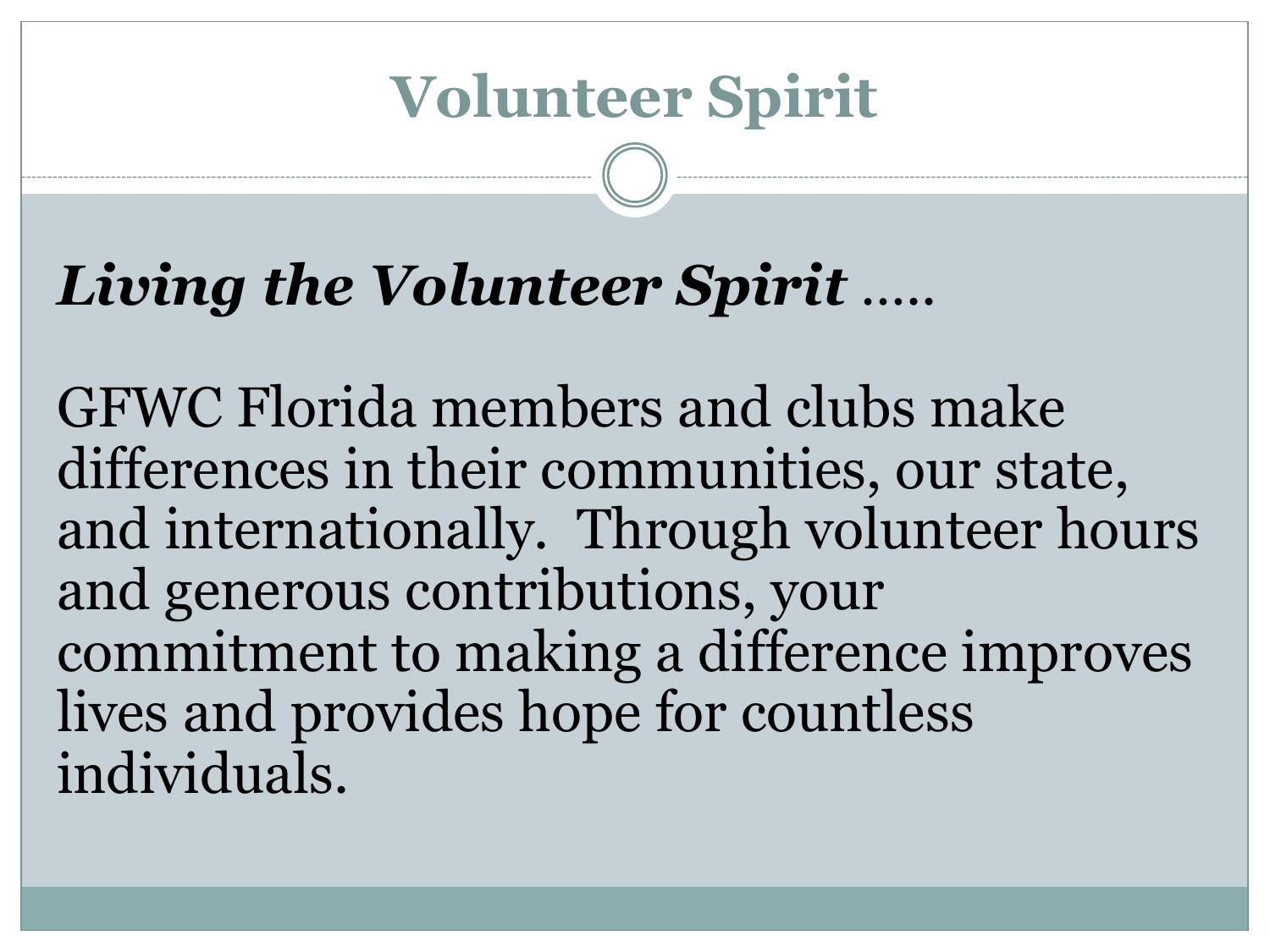# Volunteer Spirit

***Living the Volunteer Spirit*** …..

GFWC Florida members and clubs make differences in their communities, our state, and internationally. Through volunteer hours and generous contributions, your commitment to making a difference improves lives and provides hope for countless individuals.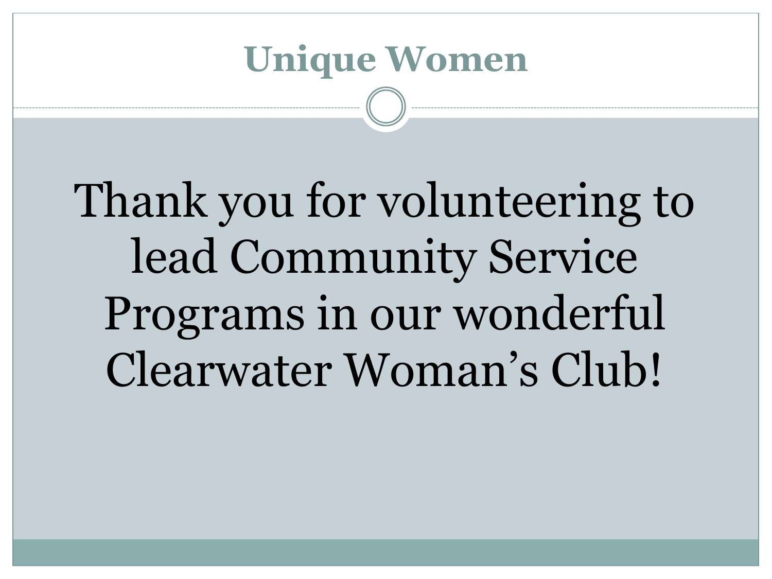# Unique Women

Thank you for volunteering to lead Community Service Programs in our wonderful Clearwater Woman's Club!